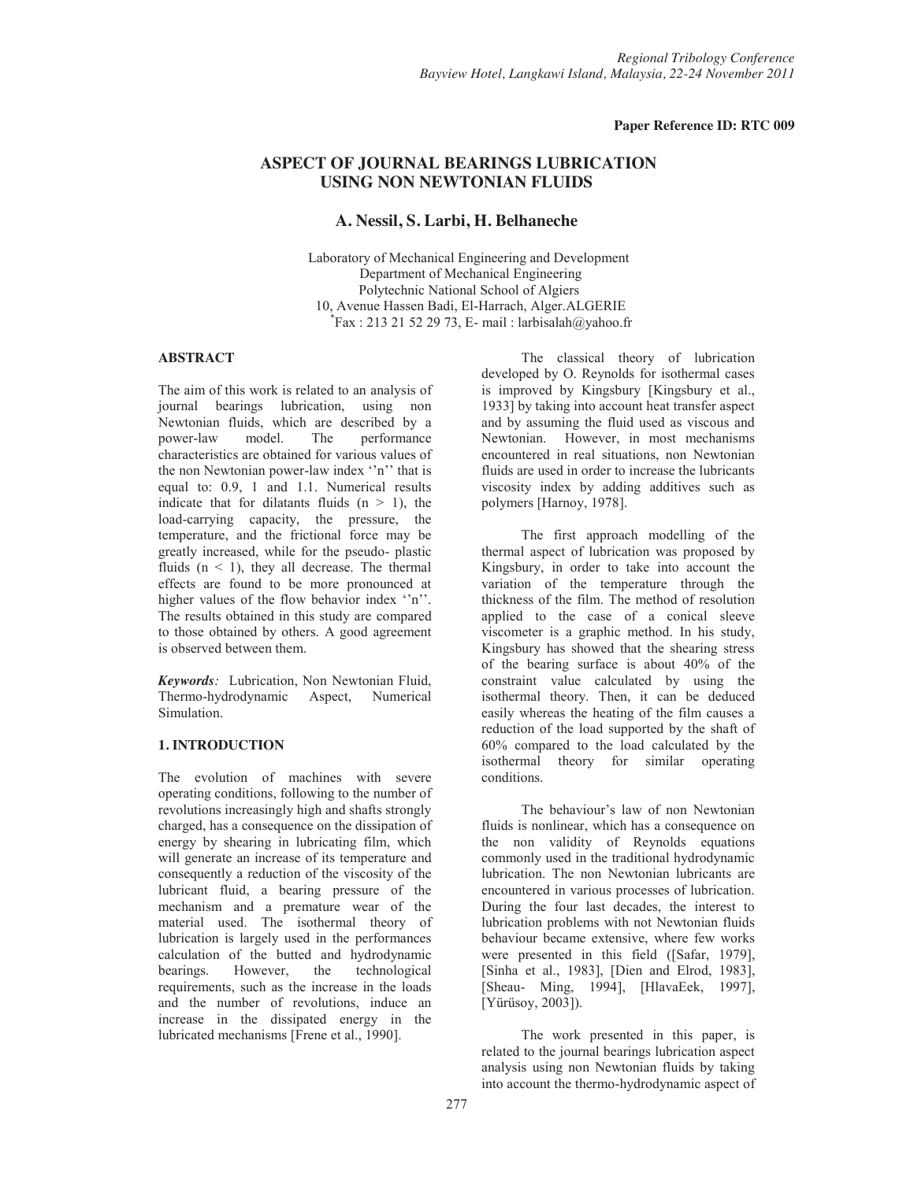**Paper Reference ID: RTC 009**

# ASPECT OF JOURNAL BEARINGS LUBRICATION USING NON NEWTONIAN FLUIDS

### A. Nessil, S. Larbi, H. Belhaneche

Laboratory of Mechanical Engineering and Development
Department of Mechanical Engineering
Polytechnic National School of Algiers
10, Avenue Hassen Badi, El-Harrach, Alger.ALGERIE
*Fax : 213 21 52 29 73, E- mail : larbisalah@yahoo.fr

## ABSTRACT

The aim of this work is related to an analysis of journal bearings lubrication, using non Newtonian fluids, which are described by a power-law model. The performance characteristics are obtained for various values of the non Newtonian power-law index ''n'' that is equal to: 0.9, 1 and 1.1. Numerical results indicate that for dilatants fluids ($n > 1$), the load-carrying capacity, the pressure, the temperature, and the frictional force may be greatly increased, while for the pseudo- plastic fluids ($n < 1$), they all decrease. The thermal effects are found to be more pronounced at higher values of the flow behavior index ''n''. The results obtained in this study are compared to those obtained by others. A good agreement is observed between them.

***Keywords**:* Lubrication, Non Newtonian Fluid, Thermo-hydrodynamic Aspect, Numerical Simulation.

## 1. INTRODUCTION

The evolution of machines with severe operating conditions, following to the number of revolutions increasingly high and shafts strongly charged, has a consequence on the dissipation of energy by shearing in lubricating film, which will generate an increase of its temperature and consequently a reduction of the viscosity of the lubricant fluid, a bearing pressure of the mechanism and a premature wear of the material used. The isothermal theory of lubrication is largely used in the performances calculation of the butted and hydrodynamic bearings. However, the technological requirements, such as the increase in the loads and the number of revolutions, induce an increase in the dissipated energy in the lubricated mechanisms [Frene et al., 1990].

The classical theory of lubrication developed by O. Reynolds for isothermal cases is improved by Kingsbury [Kingsbury et al., 1933] by taking into account heat transfer aspect and by assuming the fluid used as viscous and Newtonian. However, in most mechanisms encountered in real situations, non Newtonian fluids are used in order to increase the lubricants viscosity index by adding additives such as polymers [Harnoy, 1978].

The first approach modelling of the thermal aspect of lubrication was proposed by Kingsbury, in order to take into account the variation of the temperature through the thickness of the film. The method of resolution applied to the case of a conical sleeve viscometer is a graphic method. In his study, Kingsbury has showed that the shearing stress of the bearing surface is about 40% of the constraint value calculated by using the isothermal theory. Then, it can be deduced easily whereas the heating of the film causes a reduction of the load supported by the shaft of 60% compared to the load calculated by the isothermal theory for similar operating conditions.

The behaviour's law of non Newtonian fluids is nonlinear, which has a consequence on the non validity of Reynolds equations commonly used in the traditional hydrodynamic lubrication. The non Newtonian lubricants are encountered in various processes of lubrication. During the four last decades, the interest to lubrication problems with not Newtonian fluids behaviour became extensive, where few works were presented in this field ([Safar, 1979], [Sinha et al., 1983], [Dien and Elrod, 1983], [Sheau- Ming, 1994], [HlavaEek, 1997], [Yürüsoy, 2003]).

The work presented in this paper, is related to the journal bearings lubrication aspect analysis using non Newtonian fluids by taking into account the thermo-hydrodynamic aspect of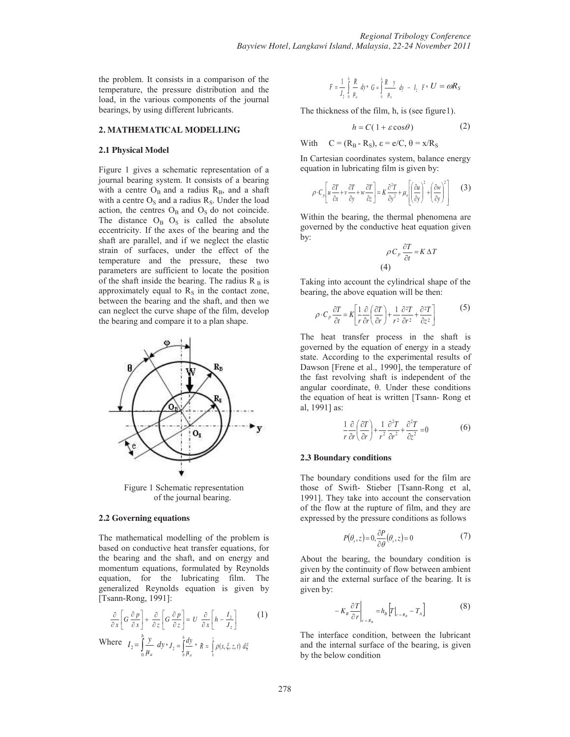the problem. It consists in a comparison of the temperature, the pressure distribution and the load, in the various components of the journal bearings, by using different lubricants.

## 2. MATHEMATICAL MODELLING

### 2.1 Physical Model

Figure 1 gives a schematic representation of a journal bearing system. It consists of a bearing with a centre $O_B$ and a radius $R_B$, and a shaft with a centre $O_S$ and a radius $R_S$. Under the load action, the centres $O_B$ and $O_S$ do not coincide. The distance $O_B$ $O_S$ is called the absolute eccentricity. If the axes of the bearing and the shaft are parallel, and if we neglect the elastic strain of surfaces, under the effect of the temperature and the pressure, these two parameters are sufficient to locate the position of the shaft inside the bearing. The radius $R_B$ is approximately equal to $R_S$ in the contact zone, between the bearing and the shaft, and then we can neglect the curve shape of the film, develop the bearing and compare it to a plan shape.

Figure 1 Schematic representation of the journal bearing.

### 2.2 Governing equations

The mathematical modelling of the problem is based on conductive heat transfer equations, for the bearing and the shaft, and on energy and momentum equations, formulated by Reynolds equation, for the lubricating film. The generalized Reynolds equation is given by [Tsann-Rong, 1991]:

$$\frac{\partial}{\partial x}\left[G\frac{\partial p}{\partial x}\right]+\frac{\partial}{\partial z}\left[G\frac{\partial p}{\partial z}\right]=U\,\frac{\partial}{\partial x}\left[h-\frac{I_2}{J_2}\right] \tag{1}$$

Where $I_2=\int_0^h \frac{y}{\mu_a}\,dy$, $J_2=\int_0^h \frac{dy}{\mu_a}$, $R=\int_0^y \rho(x,\xi,z,t)\,d\xi$

$F=\frac{1}{J_2}\int_0^h \frac{R}{\mu_a}\,dy$, $G=\int_0^h \frac{R\,y}{\mu_a}\,dy - I_2\,F$, $U=\omega R_S$

The thickness of the film, h, is (see figure1).

$$h=C(1+\varepsilon\cos\theta) \tag{2}$$

With $C=(R_B-R_S)$, $\varepsilon=e/C$, $\theta=x/R_S$

In Cartesian coordinates system, balance energy equation in lubricating film is given by:

$$\rho\cdot C_p\left[u\frac{\partial T}{\partial x}+v\frac{\partial T}{\partial y}+w\frac{\partial T}{\partial z}\right]=K\frac{\partial^2 T}{\partial y^2}+\mu_a\left[\left(\frac{\partial u}{\partial y}\right)^2+\left(\frac{\partial w}{\partial y}\right)^2\right] \tag{3}$$

Within the bearing, the thermal phenomena are governed by the conductive heat equation given by:

$$\rho C_p\frac{\partial T}{\partial t}=K\,\Delta T \tag{4}$$

Taking into account the cylindrical shape of the bearing, the above equation will be then:

$$\rho\cdot C_p\frac{\partial T}{\partial t}=K\left[\frac{1}{r}\frac{\partial}{\partial r}\left(\frac{\partial T}{\partial r}\right)+\frac{1}{r^2}\frac{\partial^2 T}{\partial r^2}+\frac{\partial^2 T}{\partial z^2}\right] \tag{5}$$

The heat transfer process in the shaft is governed by the equation of energy in a steady state. According to the experimental results of Dawson [Frene et al., 1990], the temperature of the fast revolving shaft is independent of the angular coordinate, θ. Under these conditions the equation of heat is written [Tsann- Rong et al, 1991] as:

$$\frac{1}{r}\frac{\partial}{\partial r}\left(\frac{\partial T}{\partial r}\right)+\frac{1}{r^2}\frac{\partial^2 T}{\partial r^2}+\frac{\partial^2 T}{\partial z^2}=0 \tag{6}$$

### 2.3 Boundary conditions

The boundary conditions used for the film are those of Swift- Stieber [Tsann-Rong et al, 1991]. They take into account the conservation of the flow at the rupture of film, and they are expressed by the pressure conditions as follows

$$P(\theta_s,z)=0,\ \frac{\partial P}{\partial\theta}(\theta_s,z)=0 \tag{7}$$

About the bearing, the boundary condition is given by the continuity of flow between ambient air and the external surface of the bearing. It is given by:

$$-K_B\left.\frac{\partial T}{\partial r}\right|_{r=R_B}=h_B\left[T|_{r=R_B}-T_A\right] \tag{8}$$

The interface condition, between the lubricant and the internal surface of the bearing, is given by the below condition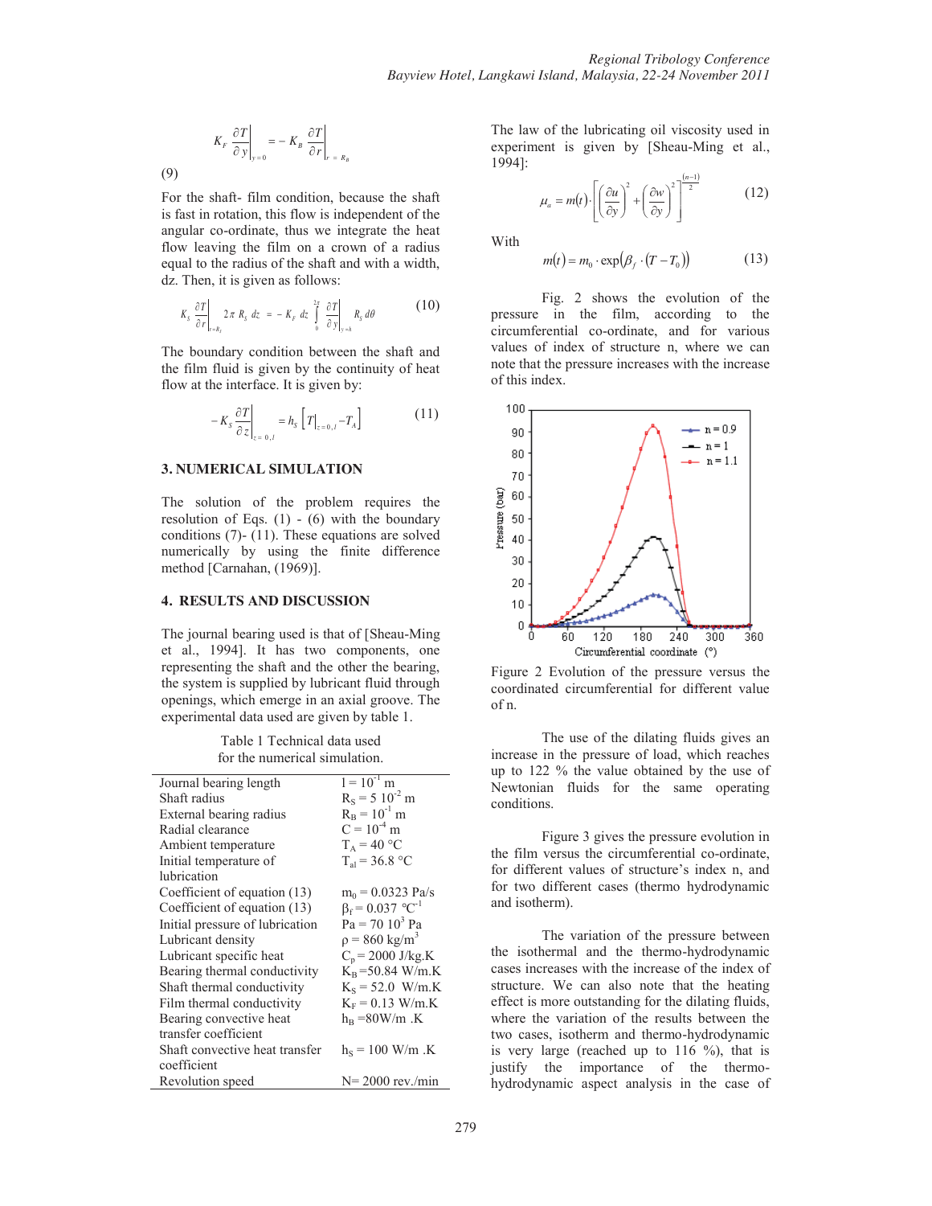$$K_F \left.\frac{\partial T}{\partial y}\right|_{y=0} = -K_B \left.\frac{\partial T}{\partial r}\right|_{r=R_B}$$

(9)

For the shaft- film condition, because the shaft is fast in rotation, this flow is independent of the angular co-ordinate, thus we integrate the heat flow leaving the film on a crown of a radius equal to the radius of the shaft and with a width, dz. Then, it is given as follows:

$$K_S \left.\frac{\partial T}{\partial r}\right|_{r=R_S} 2\pi\, R_S\, dz = -K_F\, dz \int_0^{2\pi} \left.\frac{\partial T}{\partial y}\right|_{y=h} R_S\, d\theta \tag{10}$$

The boundary condition between the shaft and the film fluid is given by the continuity of heat flow at the interface. It is given by:

$$-K_S \left.\frac{\partial T}{\partial z}\right|_{z=0,l} = h_S \left[ T|_{z=0,l} - T_A \right] \tag{11}$$

## 3. NUMERICAL SIMULATION

The solution of the problem requires the resolution of Eqs. (1) - (6) with the boundary conditions (7)- (11). These equations are solved numerically by using the finite difference method [Carnahan, (1969)].

## 4. RESULTS AND DISCUSSION

The journal bearing used is that of [Sheau-Ming et al., 1994]. It has two components, one representing the shaft and the other the bearing, the system is supplied by lubricant fluid through openings, which emerge in an axial groove. The experimental data used are given by table 1.

Table 1 Technical data used for the numerical simulation.

| | |
|---|---|
| Journal bearing length | $l = 10^{-1}$ m |
| Shaft radius | $R_S = 5\ 10^{-2}$ m |
| External bearing radius | $R_B = 10^{-1}$ m |
| Radial clearance | $C = 10^{-4}$ m |
| Ambient temperature | $T_A = 40$ °C |
| Initial temperature of lubrication | $T_{al} = 36.8$ °C |
| Coefficient of equation (13) | $m_0 = 0.0323$ Pa/s |
| Coefficient of equation (13) | $\beta_f = 0.037$ °C$^{-1}$ |
| Initial pressure of lubrication | $Pa = 70\ 10^3$ Pa |
| Lubricant density | $\rho = 860$ kg/m$^3$ |
| Lubricant specific heat | $C_p = 2000$ J/kg.K |
| Bearing thermal conductivity | $K_B = 50.84$ W/m.K |
| Shaft thermal conductivity | $K_S = 52.0$ W/m.K |
| Film thermal conductivity | $K_F = 0.13$ W/m.K |
| Bearing convective heat transfer coefficient | $h_B = 80$W/m .K |
| Shaft convective heat transfer coefficient | $h_S = 100$ W/m .K |
| Revolution speed | N= 2000 rev./min |

The law of the lubricating oil viscosity used in experiment is given by [Sheau-Ming et al., 1994]:

$$\mu_a = m(t) \cdot \left[ \left(\frac{\partial u}{\partial y}\right)^2 + \left(\frac{\partial w}{\partial y}\right)^2 \right]^{\frac{(n-1)}{2}} \tag{12}$$

With

$$m(t) = m_0 \cdot \exp\left(\beta_f \cdot (T - T_0)\right) \tag{13}$$

Fig. 2 shows the evolution of the pressure in the film, according to the circumferential co-ordinate, and for various values of index of structure n, where we can note that the pressure increases with the increase of this index.

Figure 2 Evolution of the pressure versus the coordinated circumferential for different value of n.

The use of the dilating fluids gives an increase in the pressure of load, which reaches up to 122 % the value obtained by the use of Newtonian fluids for the same operating conditions.

Figure 3 gives the pressure evolution in the film versus the circumferential co-ordinate, for different values of structure's index n, and for two different cases (thermo hydrodynamic and isotherm).

The variation of the pressure between the isothermal and the thermo-hydrodynamic cases increases with the increase of the index of structure. We can also note that the heating effect is more outstanding for the dilating fluids, where the variation of the results between the two cases, isotherm and thermo-hydrodynamic is very large (reached up to 116 %), that is justify the importance of the thermo-hydrodynamic aspect analysis in the case of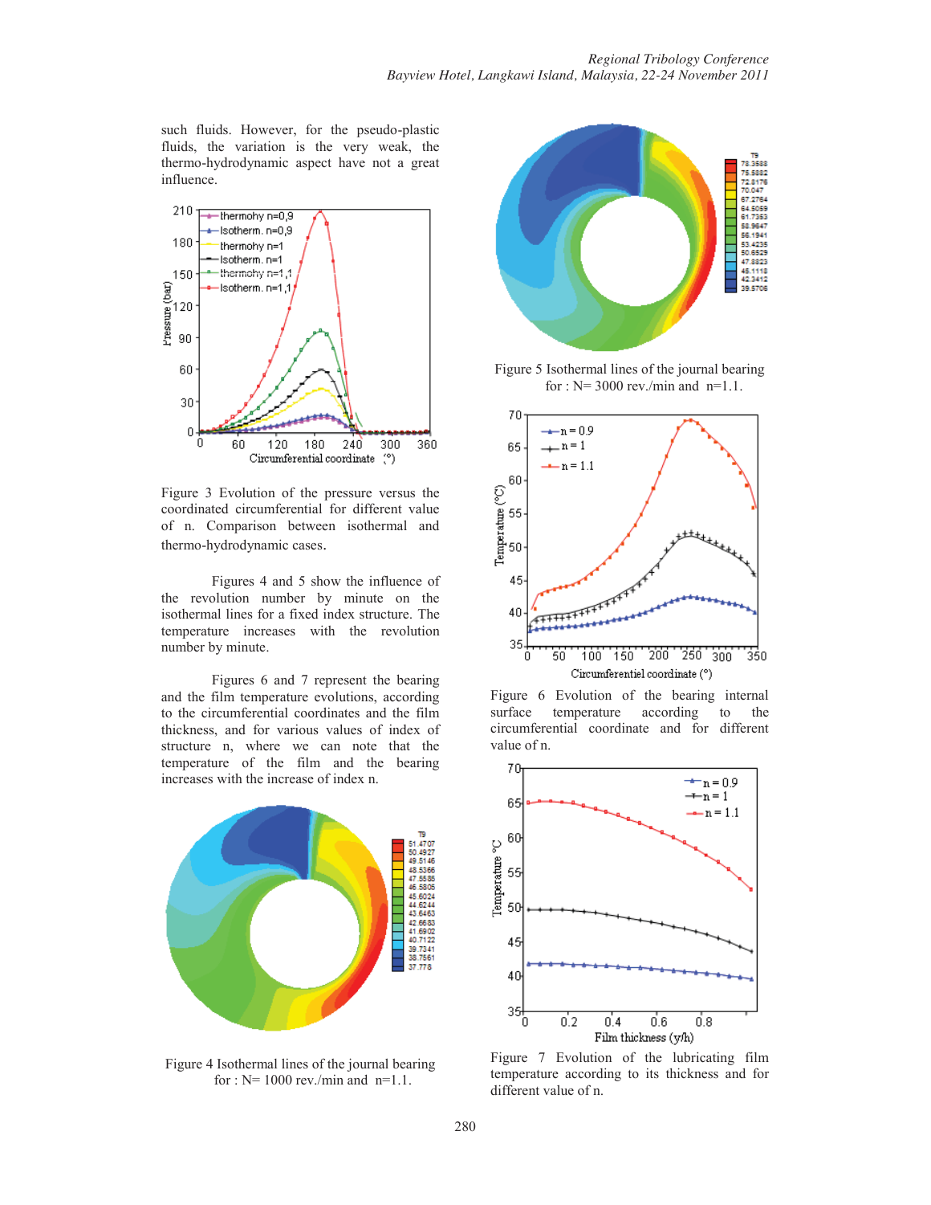such fluids. However, for the pseudo-plastic fluids, the variation is the very weak, the thermo-hydrodynamic aspect have not a great influence.

Figure 3 Evolution of the pressure versus the coordinated circumferential for different value of n. Comparison between isothermal and thermo-hydrodynamic cases.

Figures 4 and 5 show the influence of the revolution number by minute on the isothermal lines for a fixed index structure. The temperature increases with the revolution number by minute.

Figures 6 and 7 represent the bearing and the film temperature evolutions, according to the circumferential coordinates and the film thickness, and for various values of index of structure n, where we can note that the temperature of the film and the bearing increases with the increase of index n.

Figure 4 Isothermal lines of the journal bearing for : N= 1000 rev./min and n=1.1.

Figure 5 Isothermal lines of the journal bearing for : N= 3000 rev./min and n=1.1.

Figure 6 Evolution of the bearing internal surface temperature according to the circumferential coordinate and for different value of n.

Figure 7 Evolution of the lubricating film temperature according to its thickness and for different value of n.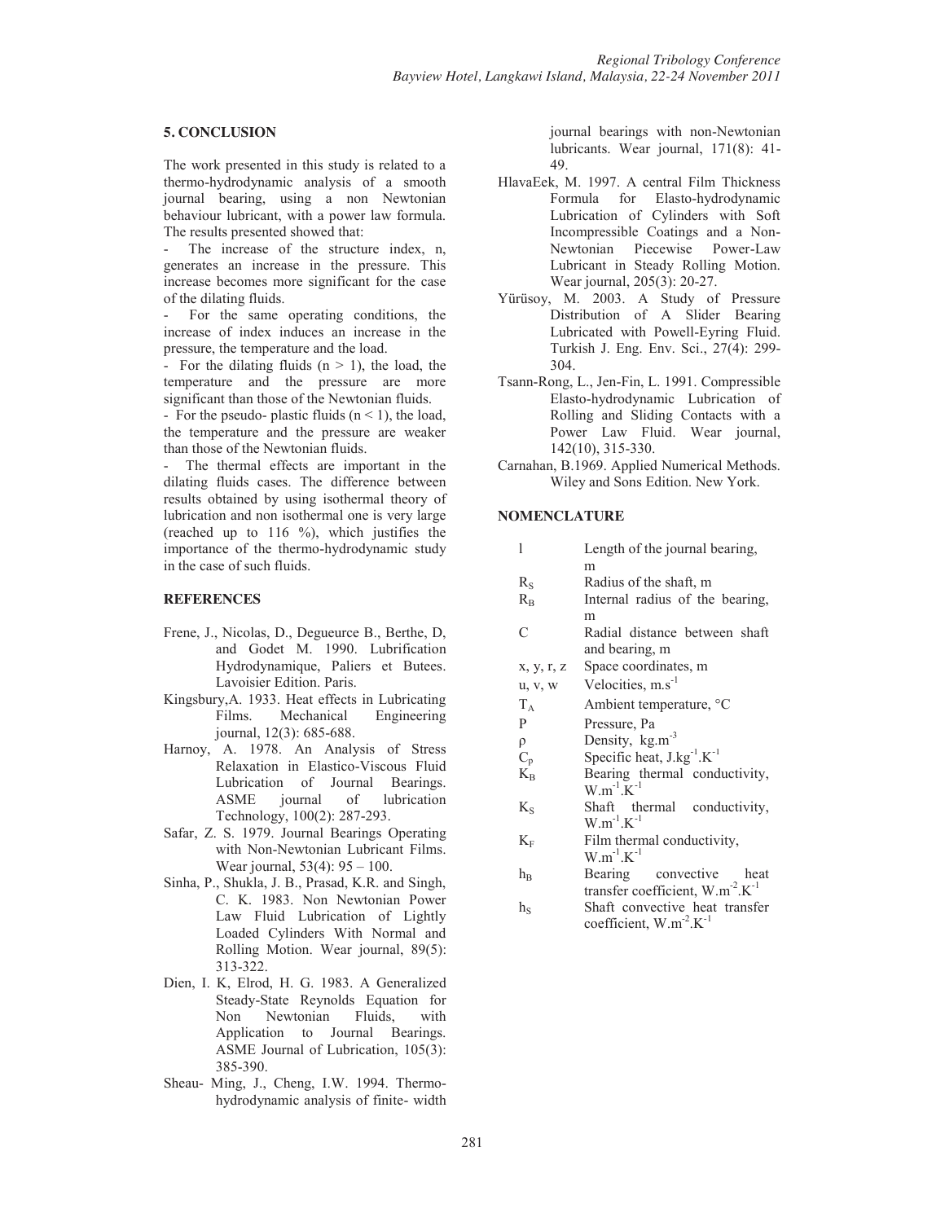## 5. CONCLUSION

The work presented in this study is related to a thermo-hydrodynamic analysis of a smooth journal bearing, using a non Newtonian behaviour lubricant, with a power law formula. The results presented showed that:

- The increase of the structure index, n, generates an increase in the pressure. This increase becomes more significant for the case of the dilating fluids.
- For the same operating conditions, the increase of index induces an increase in the pressure, the temperature and the load.
- For the dilating fluids ($n > 1$), the load, the temperature and the pressure are more significant than those of the Newtonian fluids.
- For the pseudo- plastic fluids ($n < 1$), the load, the temperature and the pressure are weaker than those of the Newtonian fluids.
- The thermal effects are important in the dilating fluids cases. The difference between results obtained by using isothermal theory of lubrication and non isothermal one is very large (reached up to 116 %), which justifies the importance of the thermo-hydrodynamic study in the case of such fluids.

## REFERENCES

Frene, J., Nicolas, D., Degueurce B., Berthe, D, and Godet M. 1990. Lubrification Hydrodynamique, Paliers et Butees. Lavoisier Edition. Paris.

Kingsbury,A. 1933. Heat effects in Lubricating Films. Mechanical Engineering journal, 12(3): 685-688.

Harnoy, A. 1978. An Analysis of Stress Relaxation in Elastico-Viscous Fluid Lubrication of Journal Bearings. ASME journal of lubrication Technology, 100(2): 287-293.

Safar, Z. S. 1979. Journal Bearings Operating with Non-Newtonian Lubricant Films. Wear journal, 53(4): 95 – 100.

Sinha, P., Shukla, J. B., Prasad, K.R. and Singh, C. K. 1983. Non Newtonian Power Law Fluid Lubrication of Lightly Loaded Cylinders With Normal and Rolling Motion. Wear journal, 89(5): 313-322.

Dien, I. K, Elrod, H. G. 1983. A Generalized Steady-State Reynolds Equation for Non Newtonian Fluids, with Application to Journal Bearings. ASME Journal of Lubrication, 105(3): 385-390.

Sheau- Ming, J., Cheng, I.W. 1994. Thermo-hydrodynamic analysis of finite- width journal bearings with non-Newtonian lubricants. Wear journal, 171(8): 41-49.

HlavaEek, M. 1997. A central Film Thickness Formula for Elasto-hydrodynamic Lubrication of Cylinders with Soft Incompressible Coatings and a Non-Newtonian Piecewise Power-Law Lubricant in Steady Rolling Motion. Wear journal, 205(3): 20-27.

Yürüsoy, M. 2003. A Study of Pressure Distribution of A Slider Bearing Lubricated with Powell-Eyring Fluid. Turkish J. Eng. Env. Sci., 27(4): 299-304.

Tsann-Rong, L., Jen-Fin, L. 1991. Compressible Elasto-hydrodynamic Lubrication of Rolling and Sliding Contacts with a Power Law Fluid. Wear journal, 142(10), 315-330.

Carnahan, B.1969. Applied Numerical Methods. Wiley and Sons Edition. New York.

## NOMENCLATURE

| | |
|---|---|
| l | Length of the journal bearing, m |
| $R_S$ | Radius of the shaft, m |
| $R_B$ | Internal radius of the bearing, m |
| C | Radial distance between shaft and bearing, m |
| x, y, r, z | Space coordinates, m |
| u, v, w | Velocities, $m.s^{-1}$ |
| $T_A$ | Ambient temperature, °C |
| P | Pressure, Pa |
| $\rho$ | Density, $kg.m^{-3}$ |
| $C_p$ | Specific heat, $J.kg^{-1}.K^{-1}$ |
| $K_B$ | Bearing thermal conductivity, $W.m^{-1}.K^{-1}$ |
| $K_S$ | Shaft thermal conductivity, $W.m^{-1}.K^{-1}$ |
| $K_F$ | Film thermal conductivity, $W.m^{-1}.K^{-1}$ |
| $h_B$ | Bearing convective heat transfer coefficient, $W.m^{-2}.K^{-1}$ |
| $h_S$ | Shaft convective heat transfer coefficient, $W.m^{-2}.K^{-1}$ |